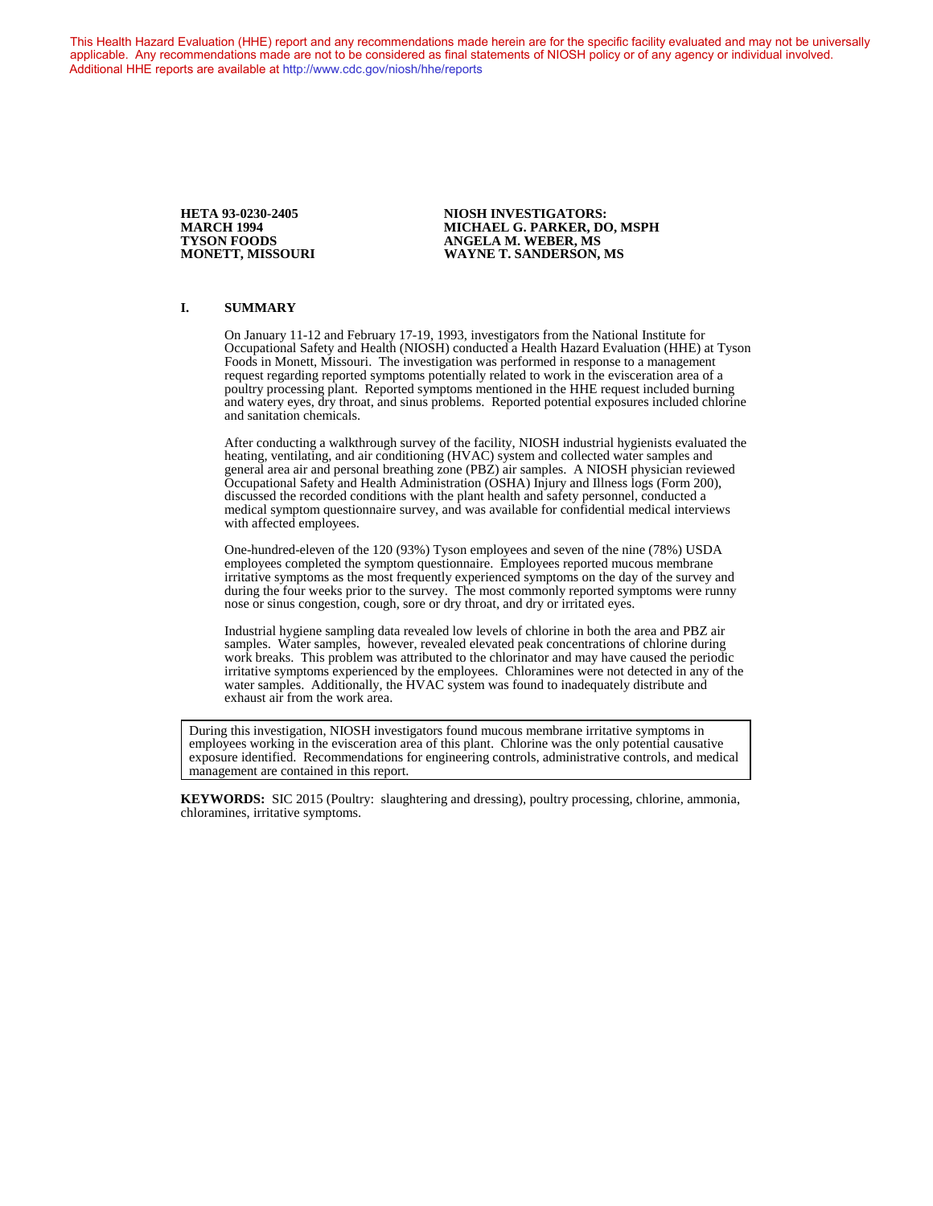This Health Hazard Evaluation (HHE) report and any recommendations made herein are for the specific facility evaluated and may not be universally applicable. Any recommendations made are not to be considered as final statements of NIOSH policy or of any agency or individual involved. Additional HHE reports are available at http://www.cdc.gov/niosh/hhe/reports

**HETA 93-0230-2405**
**MARCH 1994**
**TYSON FOODS**
**MONETT, MISSOURI**

**NIOSH INVESTIGATORS:**
**MICHAEL G. PARKER, DO, MSPH**
**ANGELA M. WEBER, MS**
**WAYNE T. SANDERSON, MS**

## I. SUMMARY

On January 11-12 and February 17-19, 1993, investigators from the National Institute for Occupational Safety and Health (NIOSH) conducted a Health Hazard Evaluation (HHE) at Tyson Foods in Monett, Missouri. The investigation was performed in response to a management request regarding reported symptoms potentially related to work in the evisceration area of a poultry processing plant. Reported symptoms mentioned in the HHE request included burning and watery eyes, dry throat, and sinus problems. Reported potential exposures included chlorine and sanitation chemicals.

After conducting a walkthrough survey of the facility, NIOSH industrial hygienists evaluated the heating, ventilating, and air conditioning (HVAC) system and collected water samples and general area air and personal breathing zone (PBZ) air samples. A NIOSH physician reviewed Occupational Safety and Health Administration (OSHA) Injury and Illness logs (Form 200), discussed the recorded conditions with the plant health and safety personnel, conducted a medical symptom questionnaire survey, and was available for confidential medical interviews with affected employees.

One-hundred-eleven of the 120 (93%) Tyson employees and seven of the nine (78%) USDA employees completed the symptom questionnaire. Employees reported mucous membrane irritative symptoms as the most frequently experienced symptoms on the day of the survey and during the four weeks prior to the survey. The most commonly reported symptoms were runny nose or sinus congestion, cough, sore or dry throat, and dry or irritated eyes.

Industrial hygiene sampling data revealed low levels of chlorine in both the area and PBZ air samples. Water samples, however, revealed elevated peak concentrations of chlorine during work breaks. This problem was attributed to the chlorinator and may have caused the periodic irritative symptoms experienced by the employees. Chloramines were not detected in any of the water samples. Additionally, the HVAC system was found to inadequately distribute and exhaust air from the work area.

> During this investigation, NIOSH investigators found mucous membrane irritative symptoms in employees working in the evisceration area of this plant. Chlorine was the only potential causative exposure identified. Recommendations for engineering controls, administrative controls, and medical management are contained in this report.

**KEYWORDS:** SIC 2015 (Poultry: slaughtering and dressing), poultry processing, chlorine, ammonia, chloramines, irritative symptoms.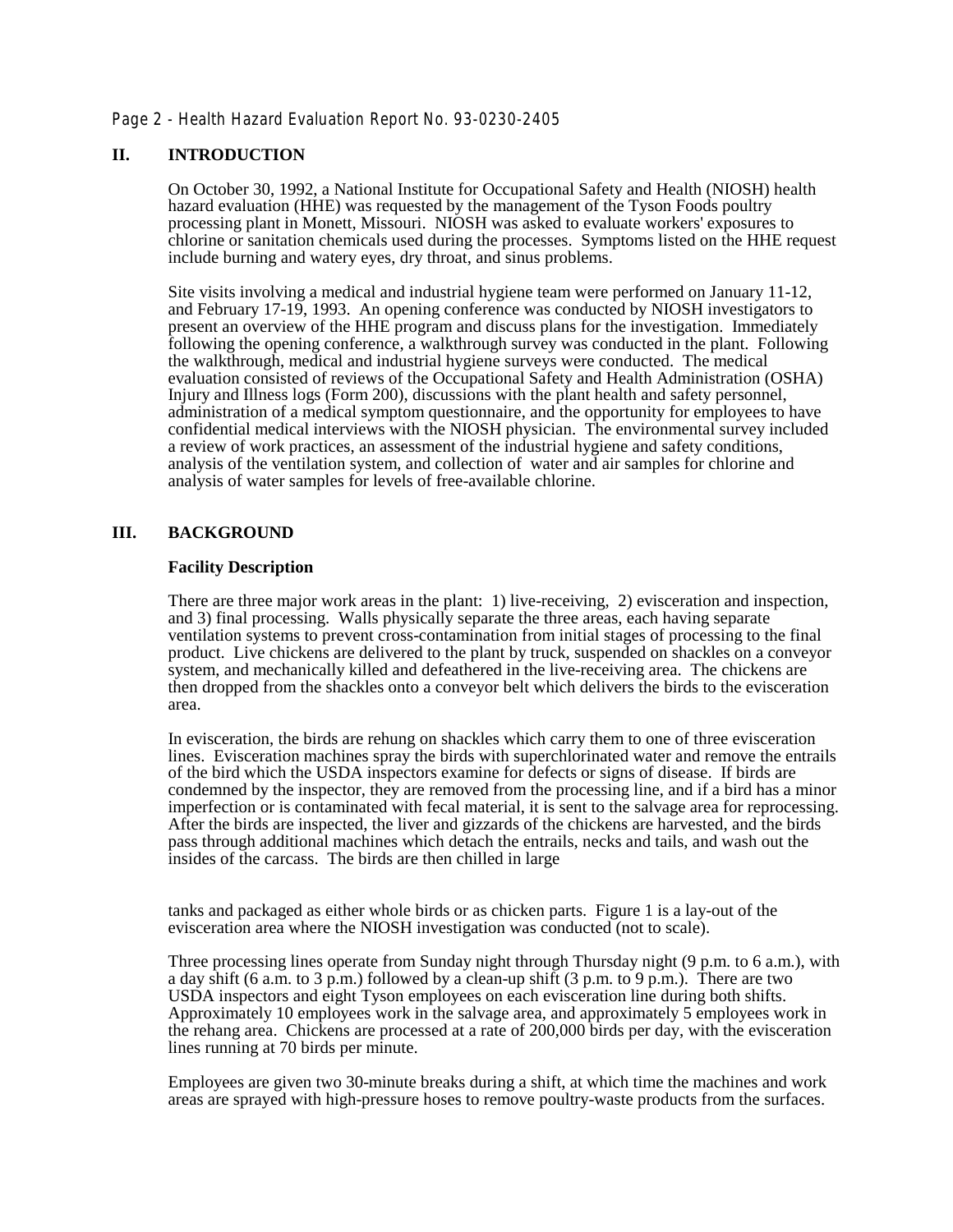## II. INTRODUCTION

On October 30, 1992, a National Institute for Occupational Safety and Health (NIOSH) health hazard evaluation (HHE) was requested by the management of the Tyson Foods poultry processing plant in Monett, Missouri. NIOSH was asked to evaluate workers' exposures to chlorine or sanitation chemicals used during the processes. Symptoms listed on the HHE request include burning and watery eyes, dry throat, and sinus problems.

Site visits involving a medical and industrial hygiene team were performed on January 11-12, and February 17-19, 1993. An opening conference was conducted by NIOSH investigators to present an overview of the HHE program and discuss plans for the investigation. Immediately following the opening conference, a walkthrough survey was conducted in the plant. Following the walkthrough, medical and industrial hygiene surveys were conducted. The medical evaluation consisted of reviews of the Occupational Safety and Health Administration (OSHA) Injury and Illness logs (Form 200), discussions with the plant health and safety personnel, administration of a medical symptom questionnaire, and the opportunity for employees to have confidential medical interviews with the NIOSH physician. The environmental survey included a review of work practices, an assessment of the industrial hygiene and safety conditions, analysis of the ventilation system, and collection of water and air samples for chlorine and analysis of water samples for levels of free-available chlorine.

## III. BACKGROUND

### Facility Description

There are three major work areas in the plant: 1) live-receiving, 2) evisceration and inspection, and 3) final processing. Walls physically separate the three areas, each having separate ventilation systems to prevent cross-contamination from initial stages of processing to the final product. Live chickens are delivered to the plant by truck, suspended on shackles on a conveyor system, and mechanically killed and defeathered in the live-receiving area. The chickens are then dropped from the shackles onto a conveyor belt which delivers the birds to the evisceration area.

In evisceration, the birds are rehung on shackles which carry them to one of three evisceration lines. Evisceration machines spray the birds with superchlorinated water and remove the entrails of the bird which the USDA inspectors examine for defects or signs of disease. If birds are condemned by the inspector, they are removed from the processing line, and if a bird has a minor imperfection or is contaminated with fecal material, it is sent to the salvage area for reprocessing. After the birds are inspected, the liver and gizzards of the chickens are harvested, and the birds pass through additional machines which detach the entrails, necks and tails, and wash out the insides of the carcass. The birds are then chilled in large tanks and packaged as either whole birds or as chicken parts. Figure 1 is a lay-out of the evisceration area where the NIOSH investigation was conducted (not to scale).

Three processing lines operate from Sunday night through Thursday night (9 p.m. to 6 a.m.), with a day shift (6 a.m. to 3 p.m.) followed by a clean-up shift (3 p.m. to 9 p.m.). There are two USDA inspectors and eight Tyson employees on each evisceration line during both shifts. Approximately 10 employees work in the salvage area, and approximately 5 employees work in the rehang area. Chickens are processed at a rate of 200,000 birds per day, with the evisceration lines running at 70 birds per minute.

Employees are given two 30-minute breaks during a shift, at which time the machines and work areas are sprayed with high-pressure hoses to remove poultry-waste products from the surfaces.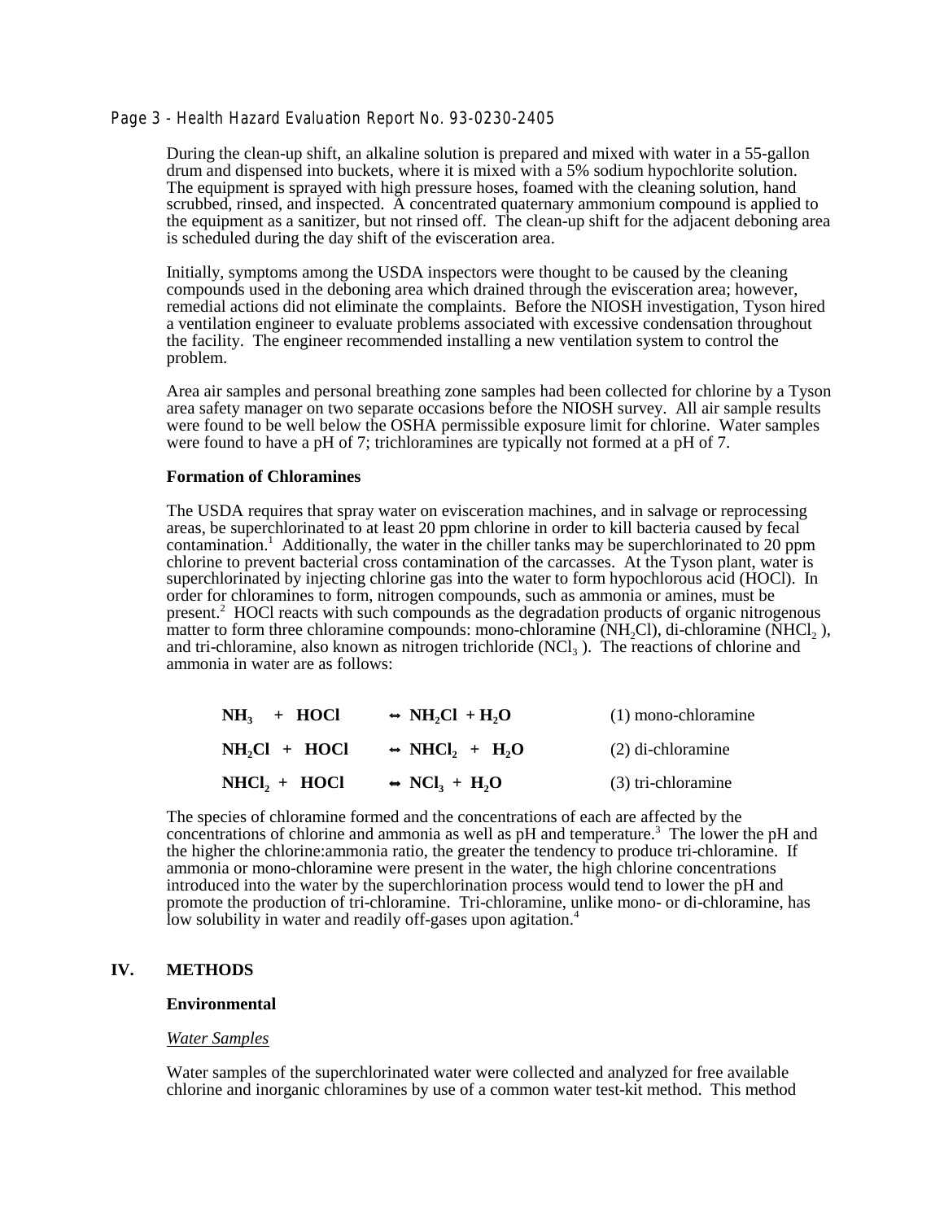During the clean-up shift, an alkaline solution is prepared and mixed with water in a 55-gallon drum and dispensed into buckets, where it is mixed with a 5% sodium hypochlorite solution. The equipment is sprayed with high pressure hoses, foamed with the cleaning solution, hand scrubbed, rinsed, and inspected. A concentrated quaternary ammonium compound is applied to the equipment as a sanitizer, but not rinsed off. The clean-up shift for the adjacent deboning area is scheduled during the day shift of the evisceration area.

Initially, symptoms among the USDA inspectors were thought to be caused by the cleaning compounds used in the deboning area which drained through the evisceration area; however, remedial actions did not eliminate the complaints. Before the NIOSH investigation, Tyson hired a ventilation engineer to evaluate problems associated with excessive condensation throughout the facility. The engineer recommended installing a new ventilation system to control the problem.

Area air samples and personal breathing zone samples had been collected for chlorine by a Tyson area safety manager on two separate occasions before the NIOSH survey. All air sample results were found to be well below the OSHA permissible exposure limit for chlorine. Water samples were found to have a pH of 7; trichloramines are typically not formed at a pH of 7.

**Formation of Chloramines**

The USDA requires that spray water on evisceration machines, and in salvage or reprocessing areas, be superchlorinated to at least 20 ppm chlorine in order to kill bacteria caused by fecal contamination.[1] Additionally, the water in the chiller tanks may be superchlorinated to 20 ppm chlorine to prevent bacterial cross contamination of the carcasses. At the Tyson plant, water is superchlorinated by injecting chlorine gas into the water to form hypochlorous acid (HOCl). In order for chloramines to form, nitrogen compounds, such as ammonia or amines, must be present.[2] HOCl reacts with such compounds as the degradation products of organic nitrogenous matter to form three chloramine compounds: mono-chloramine ($NH_2Cl$), di-chloramine ($NHCl_2$), and tri-chloramine, also known as nitrogen trichloride ($NCl_3$). The reactions of chlorine and ammonia in water are as follows:

$$NH_3 + HOCl \leftrightarrow NH_2Cl + H_2O \quad \text{(1) mono-chloramine}$$

$$NH_2Cl + HOCl \leftrightarrow NHCl_2 + H_2O \quad \text{(2) di-chloramine}$$

$$NHCl_2 + HOCl \leftrightarrow NCl_3 + H_2O \quad \text{(3) tri-chloramine}$$

The species of chloramine formed and the concentrations of each are affected by the concentrations of chlorine and ammonia as well as pH and temperature.[3] The lower the pH and the higher the chlorine:ammonia ratio, the greater the tendency to produce tri-chloramine. If ammonia or mono-chloramine were present in the water, the high chlorine concentrations introduced into the water by the superchlorination process would tend to lower the pH and promote the production of tri-chloramine. Tri-chloramine, unlike mono- or di-chloramine, has low solubility in water and readily off-gases upon agitation.[4]

## IV. METHODS

### Environmental

*Water Samples*

Water samples of the superchlorinated water were collected and analyzed for free available chlorine and inorganic chloramines by use of a common water test-kit method. This method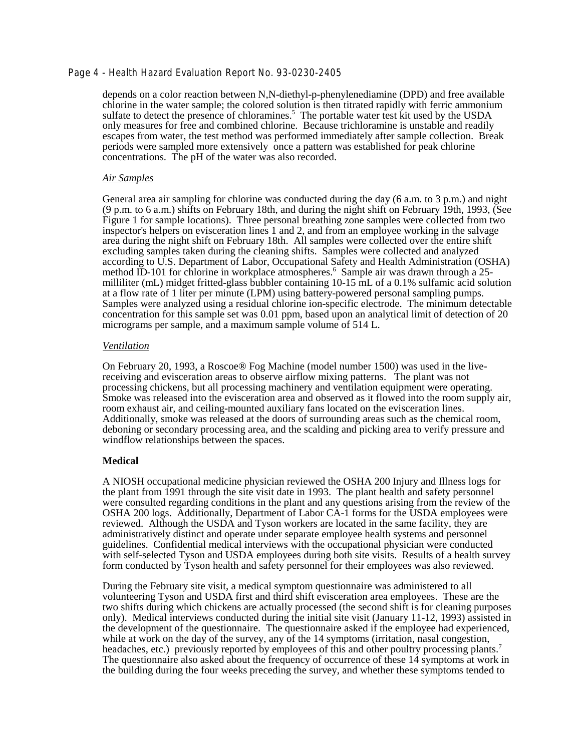depends on a color reaction between N,N-diethyl-p-phenylenediamine (DPD) and free available chlorine in the water sample; the colored solution is then titrated rapidly with ferric ammonium sulfate to detect the presence of chloramines.[5] The portable water test kit used by the USDA only measures for free and combined chlorine. Because trichloramine is unstable and readily escapes from water, the test method was performed immediately after sample collection. Break periods were sampled more extensively once a pattern was established for peak chlorine concentrations. The pH of the water was also recorded.

*Air Samples*

General area air sampling for chlorine was conducted during the day (6 a.m. to 3 p.m.) and night (9 p.m. to 6 a.m.) shifts on February 18th, and during the night shift on February 19th, 1993, (See Figure 1 for sample locations). Three personal breathing zone samples were collected from two inspector's helpers on evisceration lines 1 and 2, and from an employee working in the salvage area during the night shift on February 18th. All samples were collected over the entire shift excluding samples taken during the cleaning shifts. Samples were collected and analyzed according to U.S. Department of Labor, Occupational Safety and Health Administration (OSHA) method ID-101 for chlorine in workplace atmospheres.[6] Sample air was drawn through a 25-milliliter (mL) midget fritted-glass bubbler containing 10-15 mL of a 0.1% sulfamic acid solution at a flow rate of 1 liter per minute (LPM) using battery-powered personal sampling pumps. Samples were analyzed using a residual chlorine ion-specific electrode. The minimum detectable concentration for this sample set was 0.01 ppm, based upon an analytical limit of detection of 20 micrograms per sample, and a maximum sample volume of 514 L.

*Ventilation*

On February 20, 1993, a Roscoe® Fog Machine (model number 1500) was used in the live-receiving and evisceration areas to observe airflow mixing patterns. The plant was not processing chickens, but all processing machinery and ventilation equipment were operating. Smoke was released into the evisceration area and observed as it flowed into the room supply air, room exhaust air, and ceiling-mounted auxiliary fans located on the evisceration lines. Additionally, smoke was released at the doors of surrounding areas such as the chemical room, deboning or secondary processing area, and the scalding and picking area to verify pressure and windflow relationships between the spaces.

**Medical**

A NIOSH occupational medicine physician reviewed the OSHA 200 Injury and Illness logs for the plant from 1991 through the site visit date in 1993. The plant health and safety personnel were consulted regarding conditions in the plant and any questions arising from the review of the OSHA 200 logs. Additionally, Department of Labor CA-1 forms for the USDA employees were reviewed. Although the USDA and Tyson workers are located in the same facility, they are administratively distinct and operate under separate employee health systems and personnel guidelines. Confidential medical interviews with the occupational physician were conducted with self-selected Tyson and USDA employees during both site visits. Results of a health survey form conducted by Tyson health and safety personnel for their employees was also reviewed.

During the February site visit, a medical symptom questionnaire was administered to all volunteering Tyson and USDA first and third shift evisceration area employees. These are the two shifts during which chickens are actually processed (the second shift is for cleaning purposes only). Medical interviews conducted during the initial site visit (January 11-12, 1993) assisted in the development of the questionnaire. The questionnaire asked if the employee had experienced, while at work on the day of the survey, any of the 14 symptoms (irritation, nasal congestion, headaches, etc.) previously reported by employees of this and other poultry processing plants.[7] The questionnaire also asked about the frequency of occurrence of these 14 symptoms at work in the building during the four weeks preceding the survey, and whether these symptoms tended to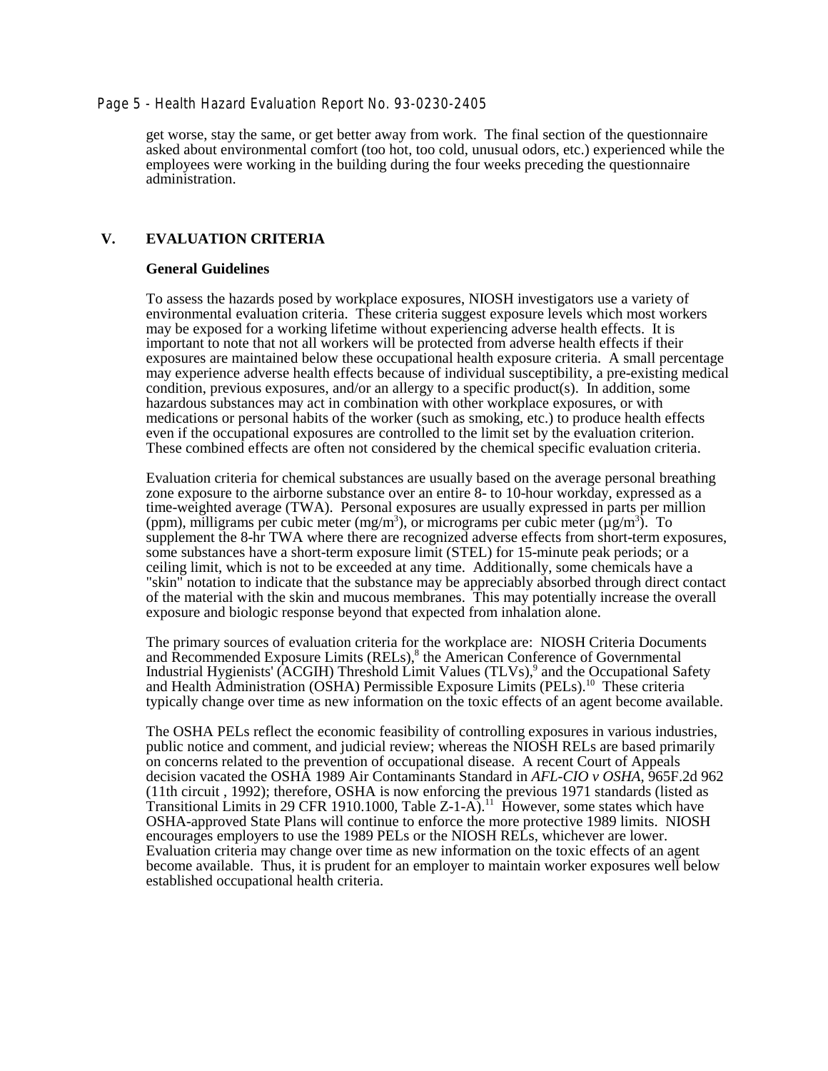get worse, stay the same, or get better away from work. The final section of the questionnaire asked about environmental comfort (too hot, too cold, unusual odors, etc.) experienced while the employees were working in the building during the four weeks preceding the questionnaire administration.

## V. EVALUATION CRITERIA

### General Guidelines

To assess the hazards posed by workplace exposures, NIOSH investigators use a variety of environmental evaluation criteria. These criteria suggest exposure levels which most workers may be exposed for a working lifetime without experiencing adverse health effects. It is important to note that not all workers will be protected from adverse health effects if their exposures are maintained below these occupational health exposure criteria. A small percentage may experience adverse health effects because of individual susceptibility, a pre-existing medical condition, previous exposures, and/or an allergy to a specific product(s). In addition, some hazardous substances may act in combination with other workplace exposures, or with medications or personal habits of the worker (such as smoking, etc.) to produce health effects even if the occupational exposures are controlled to the limit set by the evaluation criterion. These combined effects are often not considered by the chemical specific evaluation criteria.

Evaluation criteria for chemical substances are usually based on the average personal breathing zone exposure to the airborne substance over an entire 8- to 10-hour workday, expressed as a time-weighted average (TWA). Personal exposures are usually expressed in parts per million (ppm), milligrams per cubic meter ($mg/m^3$), or micrograms per cubic meter ($\mu g/m^3$). To supplement the 8-hr TWA where there are recognized adverse effects from short-term exposures, some substances have a short-term exposure limit (STEL) for 15-minute peak periods; or a ceiling limit, which is not to be exceeded at any time. Additionally, some chemicals have a "skin" notation to indicate that the substance may be appreciably absorbed through direct contact of the material with the skin and mucous membranes. This may potentially increase the overall exposure and biologic response beyond that expected from inhalation alone.

The primary sources of evaluation criteria for the workplace are: NIOSH Criteria Documents and Recommended Exposure Limits (RELs),[8] the American Conference of Governmental Industrial Hygienists' (ACGIH) Threshold Limit Values (TLVs),[9] and the Occupational Safety and Health Administration (OSHA) Permissible Exposure Limits (PELs).[10] These criteria typically change over time as new information on the toxic effects of an agent become available.

The OSHA PELs reflect the economic feasibility of controlling exposures in various industries, public notice and comment, and judicial review; whereas the NIOSH RELs are based primarily on concerns related to the prevention of occupational disease. A recent Court of Appeals decision vacated the OSHA 1989 Air Contaminants Standard in *AFL-CIO v OSHA*, 965F.2d 962 (11th circuit , 1992); therefore, OSHA is now enforcing the previous 1971 standards (listed as Transitional Limits in 29 CFR 1910.1000, Table Z-1-A).[11] However, some states which have OSHA-approved State Plans will continue to enforce the more protective 1989 limits. NIOSH encourages employers to use the 1989 PELs or the NIOSH RELs, whichever are lower. Evaluation criteria may change over time as new information on the toxic effects of an agent become available. Thus, it is prudent for an employer to maintain worker exposures well below established occupational health criteria.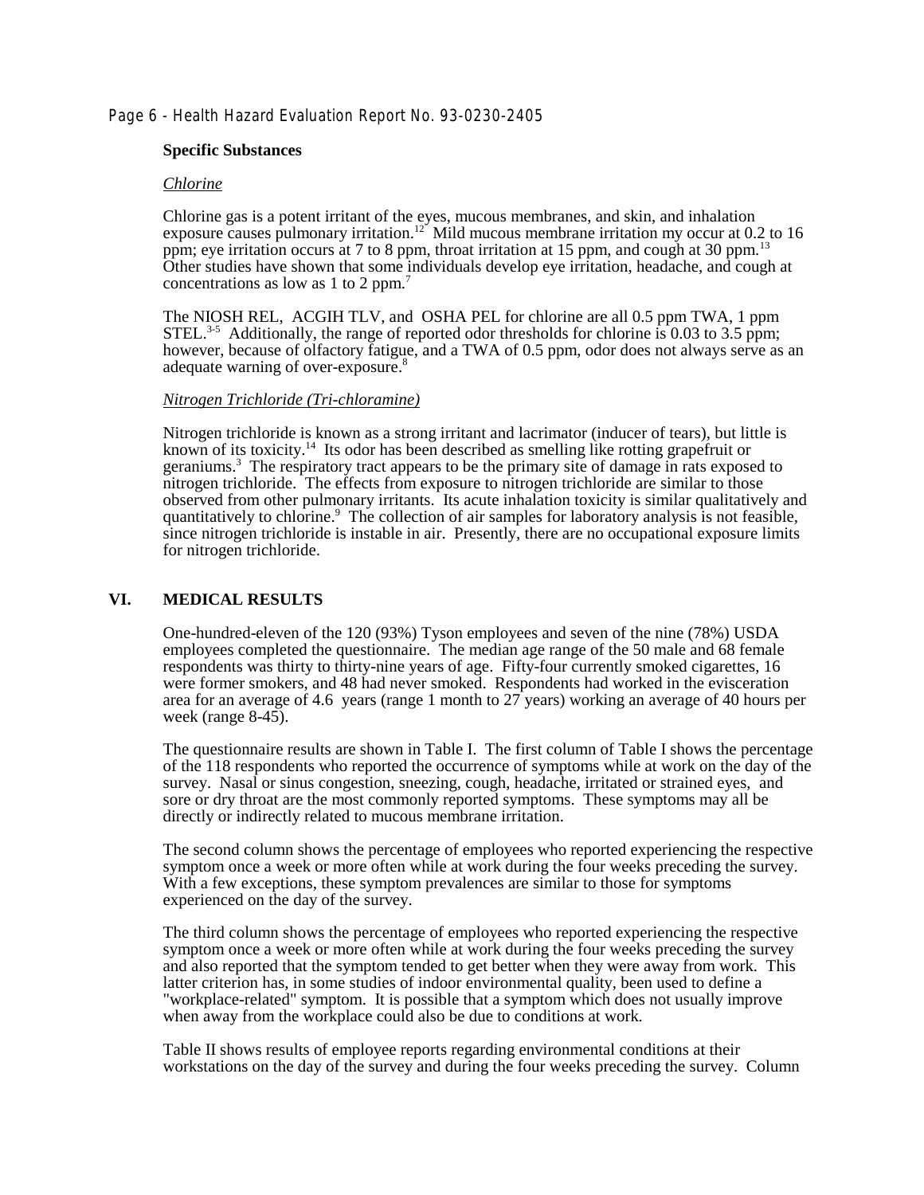### Specific Substances

#### *Chlorine*

Chlorine gas is a potent irritant of the eyes, mucous membranes, and skin, and inhalation exposure causes pulmonary irritation.[12] Mild mucous membrane irritation my occur at 0.2 to 16 ppm; eye irritation occurs at 7 to 8 ppm, throat irritation at 15 ppm, and cough at 30 ppm.[13] Other studies have shown that some individuals develop eye irritation, headache, and cough at concentrations as low as 1 to 2 ppm.[7]

The NIOSH REL, ACGIH TLV, and OSHA PEL for chlorine are all 0.5 ppm TWA, 1 ppm STEL.[3-5] Additionally, the range of reported odor thresholds for chlorine is 0.03 to 3.5 ppm; however, because of olfactory fatigue, and a TWA of 0.5 ppm, odor does not always serve as an adequate warning of over-exposure.[8]

#### *Nitrogen Trichloride (Tri-chloramine)*

Nitrogen trichloride is known as a strong irritant and lacrimator (inducer of tears), but little is known of its toxicity.[14] Its odor has been described as smelling like rotting grapefruit or geraniums.[3] The respiratory tract appears to be the primary site of damage in rats exposed to nitrogen trichloride. The effects from exposure to nitrogen trichloride are similar to those observed from other pulmonary irritants. Its acute inhalation toxicity is similar qualitatively and quantitatively to chlorine.[9] The collection of air samples for laboratory analysis is not feasible, since nitrogen trichloride is instable in air. Presently, there are no occupational exposure limits for nitrogen trichloride.

## VI. MEDICAL RESULTS

One-hundred-eleven of the 120 (93%) Tyson employees and seven of the nine (78%) USDA employees completed the questionnaire. The median age range of the 50 male and 68 female respondents was thirty to thirty-nine years of age. Fifty-four currently smoked cigarettes, 16 were former smokers, and 48 had never smoked. Respondents had worked in the evisceration area for an average of 4.6 years (range 1 month to 27 years) working an average of 40 hours per week (range 8-45).

The questionnaire results are shown in Table I. The first column of Table I shows the percentage of the 118 respondents who reported the occurrence of symptoms while at work on the day of the survey. Nasal or sinus congestion, sneezing, cough, headache, irritated or strained eyes, and sore or dry throat are the most commonly reported symptoms. These symptoms may all be directly or indirectly related to mucous membrane irritation.

The second column shows the percentage of employees who reported experiencing the respective symptom once a week or more often while at work during the four weeks preceding the survey. With a few exceptions, these symptom prevalences are similar to those for symptoms experienced on the day of the survey.

The third column shows the percentage of employees who reported experiencing the respective symptom once a week or more often while at work during the four weeks preceding the survey and also reported that the symptom tended to get better when they were away from work. This latter criterion has, in some studies of indoor environmental quality, been used to define a "workplace-related" symptom. It is possible that a symptom which does not usually improve when away from the workplace could also be due to conditions at work.

Table II shows results of employee reports regarding environmental conditions at their workstations on the day of the survey and during the four weeks preceding the survey. Column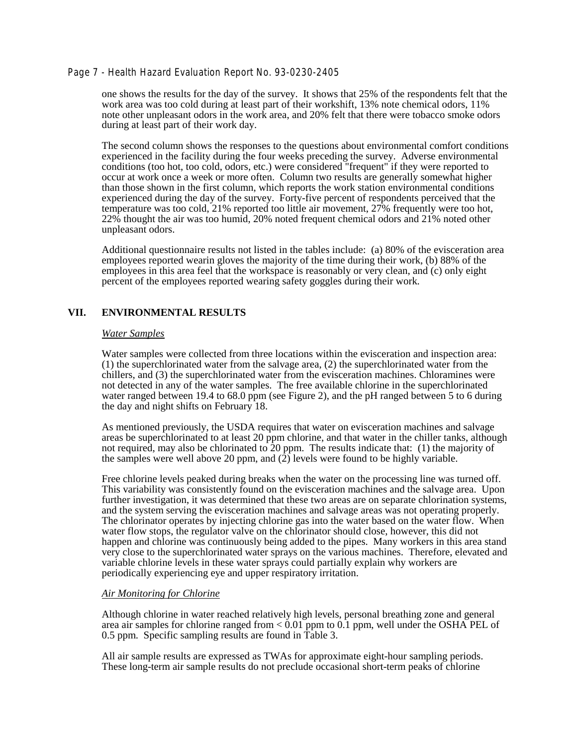one shows the results for the day of the survey. It shows that 25% of the respondents felt that the work area was too cold during at least part of their workshift, 13% note chemical odors, 11% note other unpleasant odors in the work area, and 20% felt that there were tobacco smoke odors during at least part of their work day.

The second column shows the responses to the questions about environmental comfort conditions experienced in the facility during the four weeks preceding the survey. Adverse environmental conditions (too hot, too cold, odors, etc.) were considered "frequent" if they were reported to occur at work once a week or more often. Column two results are generally somewhat higher than those shown in the first column, which reports the work station environmental conditions experienced during the day of the survey. Forty-five percent of respondents perceived that the temperature was too cold, 21% reported too little air movement, 27% frequently were too hot, 22% thought the air was too humid, 20% noted frequent chemical odors and 21% noted other unpleasant odors.

Additional questionnaire results not listed in the tables include: (a) 80% of the evisceration area employees reported wearin gloves the majority of the time during their work, (b) 88% of the employees in this area feel that the workspace is reasonably or very clean, and (c) only eight percent of the employees reported wearing safety goggles during their work.

## VII. ENVIRONMENTAL RESULTS

*Water Samples*

Water samples were collected from three locations within the evisceration and inspection area: (1) the superchlorinated water from the salvage area, (2) the superchlorinated water from the chillers, and (3) the superchlorinated water from the evisceration machines. Chloramines were not detected in any of the water samples. The free available chlorine in the superchlorinated water ranged between 19.4 to 68.0 ppm (see Figure 2), and the pH ranged between 5 to 6 during the day and night shifts on February 18.

As mentioned previously, the USDA requires that water on evisceration machines and salvage areas be superchlorinated to at least 20 ppm chlorine, and that water in the chiller tanks, although not required, may also be chlorinated to 20 ppm. The results indicate that: (1) the majority of the samples were well above 20 ppm, and (2) levels were found to be highly variable.

Free chlorine levels peaked during breaks when the water on the processing line was turned off. This variability was consistently found on the evisceration machines and the salvage area. Upon further investigation, it was determined that these two areas are on separate chlorination systems, and the system serving the evisceration machines and salvage areas was not operating properly. The chlorinator operates by injecting chlorine gas into the water based on the water flow. When water flow stops, the regulator valve on the chlorinator should close, however, this did not happen and chlorine was continuously being added to the pipes. Many workers in this area stand very close to the superchlorinated water sprays on the various machines. Therefore, elevated and variable chlorine levels in these water sprays could partially explain why workers are periodically experiencing eye and upper respiratory irritation.

*Air Monitoring for Chlorine*

Although chlorine in water reached relatively high levels, personal breathing zone and general area air samples for chlorine ranged from < 0.01 ppm to 0.1 ppm, well under the OSHA PEL of 0.5 ppm. Specific sampling results are found in Table 3.

All air sample results are expressed as TWAs for approximate eight-hour sampling periods. These long-term air sample results do not preclude occasional short-term peaks of chlorine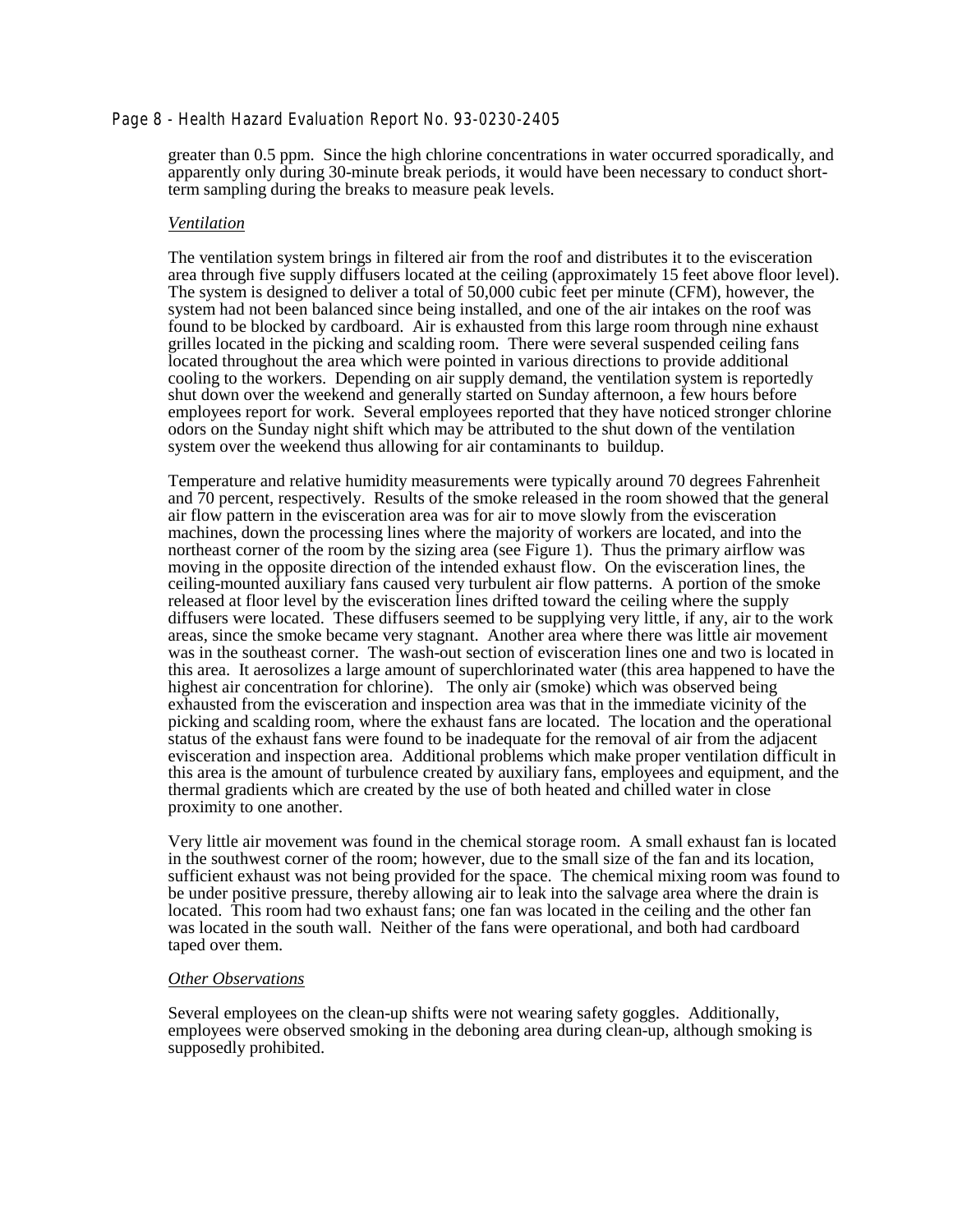greater than 0.5 ppm. Since the high chlorine concentrations in water occurred sporadically, and apparently only during 30-minute break periods, it would have been necessary to conduct short-term sampling during the breaks to measure peak levels.

*Ventilation*

The ventilation system brings in filtered air from the roof and distributes it to the evisceration area through five supply diffusers located at the ceiling (approximately 15 feet above floor level). The system is designed to deliver a total of 50,000 cubic feet per minute (CFM), however, the system had not been balanced since being installed, and one of the air intakes on the roof was found to be blocked by cardboard. Air is exhausted from this large room through nine exhaust grilles located in the picking and scalding room. There were several suspended ceiling fans located throughout the area which were pointed in various directions to provide additional cooling to the workers. Depending on air supply demand, the ventilation system is reportedly shut down over the weekend and generally started on Sunday afternoon, a few hours before employees report for work. Several employees reported that they have noticed stronger chlorine odors on the Sunday night shift which may be attributed to the shut down of the ventilation system over the weekend thus allowing for air contaminants to buildup.

Temperature and relative humidity measurements were typically around 70 degrees Fahrenheit and 70 percent, respectively. Results of the smoke released in the room showed that the general air flow pattern in the evisceration area was for air to move slowly from the evisceration machines, down the processing lines where the majority of workers are located, and into the northeast corner of the room by the sizing area (see Figure 1). Thus the primary airflow was moving in the opposite direction of the intended exhaust flow. On the evisceration lines, the ceiling-mounted auxiliary fans caused very turbulent air flow patterns. A portion of the smoke released at floor level by the evisceration lines drifted toward the ceiling where the supply diffusers were located. These diffusers seemed to be supplying very little, if any, air to the work areas, since the smoke became very stagnant. Another area where there was little air movement was in the southeast corner. The wash-out section of evisceration lines one and two is located in this area. It aerosolizes a large amount of superchlorinated water (this area happened to have the highest air concentration for chlorine). The only air (smoke) which was observed being exhausted from the evisceration and inspection area was that in the immediate vicinity of the picking and scalding room, where the exhaust fans are located. The location and the operational status of the exhaust fans were found to be inadequate for the removal of air from the adjacent evisceration and inspection area. Additional problems which make proper ventilation difficult in this area is the amount of turbulence created by auxiliary fans, employees and equipment, and the thermal gradients which are created by the use of both heated and chilled water in close proximity to one another.

Very little air movement was found in the chemical storage room. A small exhaust fan is located in the southwest corner of the room; however, due to the small size of the fan and its location, sufficient exhaust was not being provided for the space. The chemical mixing room was found to be under positive pressure, thereby allowing air to leak into the salvage area where the drain is located. This room had two exhaust fans; one fan was located in the ceiling and the other fan was located in the south wall. Neither of the fans were operational, and both had cardboard taped over them.

*Other Observations*

Several employees on the clean-up shifts were not wearing safety goggles. Additionally, employees were observed smoking in the deboning area during clean-up, although smoking is supposedly prohibited.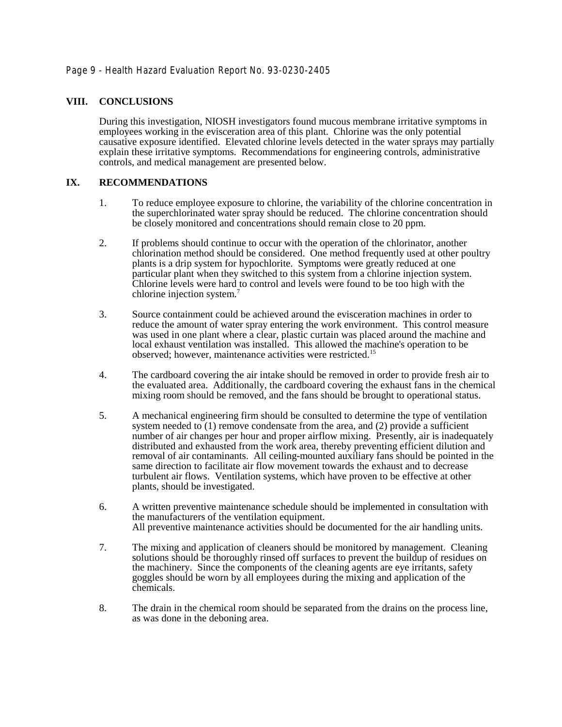## VIII. CONCLUSIONS

During this investigation, NIOSH investigators found mucous membrane irritative symptoms in employees working in the evisceration area of this plant. Chlorine was the only potential causative exposure identified. Elevated chlorine levels detected in the water sprays may partially explain these irritative symptoms. Recommendations for engineering controls, administrative controls, and medical management are presented below.

## IX. RECOMMENDATIONS

1. To reduce employee exposure to chlorine, the variability of the chlorine concentration in the superchlorinated water spray should be reduced. The chlorine concentration should be closely monitored and concentrations should remain close to 20 ppm.

2. If problems should continue to occur with the operation of the chlorinator, another chlorination method should be considered. One method frequently used at other poultry plants is a drip system for hypochlorite. Symptoms were greatly reduced at one particular plant when they switched to this system from a chlorine injection system. Chlorine levels were hard to control and levels were found to be too high with the chlorine injection system.[7]

3. Source containment could be achieved around the evisceration machines in order to reduce the amount of water spray entering the work environment. This control measure was used in one plant where a clear, plastic curtain was placed around the machine and local exhaust ventilation was installed. This allowed the machine's operation to be observed; however, maintenance activities were restricted.[15]

4. The cardboard covering the air intake should be removed in order to provide fresh air to the evaluated area. Additionally, the cardboard covering the exhaust fans in the chemical mixing room should be removed, and the fans should be brought to operational status.

5. A mechanical engineering firm should be consulted to determine the type of ventilation system needed to (1) remove condensate from the area, and (2) provide a sufficient number of air changes per hour and proper airflow mixing. Presently, air is inadequately distributed and exhausted from the work area, thereby preventing efficient dilution and removal of air contaminants. All ceiling-mounted auxiliary fans should be pointed in the same direction to facilitate air flow movement towards the exhaust and to decrease turbulent air flows. Ventilation systems, which have proven to be effective at other plants, should be investigated.

6. A written preventive maintenance schedule should be implemented in consultation with the manufacturers of the ventilation equipment.
All preventive maintenance activities should be documented for the air handling units.

7. The mixing and application of cleaners should be monitored by management. Cleaning solutions should be thoroughly rinsed off surfaces to prevent the buildup of residues on the machinery. Since the components of the cleaning agents are eye irritants, safety goggles should be worn by all employees during the mixing and application of the chemicals.

8. The drain in the chemical room should be separated from the drains on the process line, as was done in the deboning area.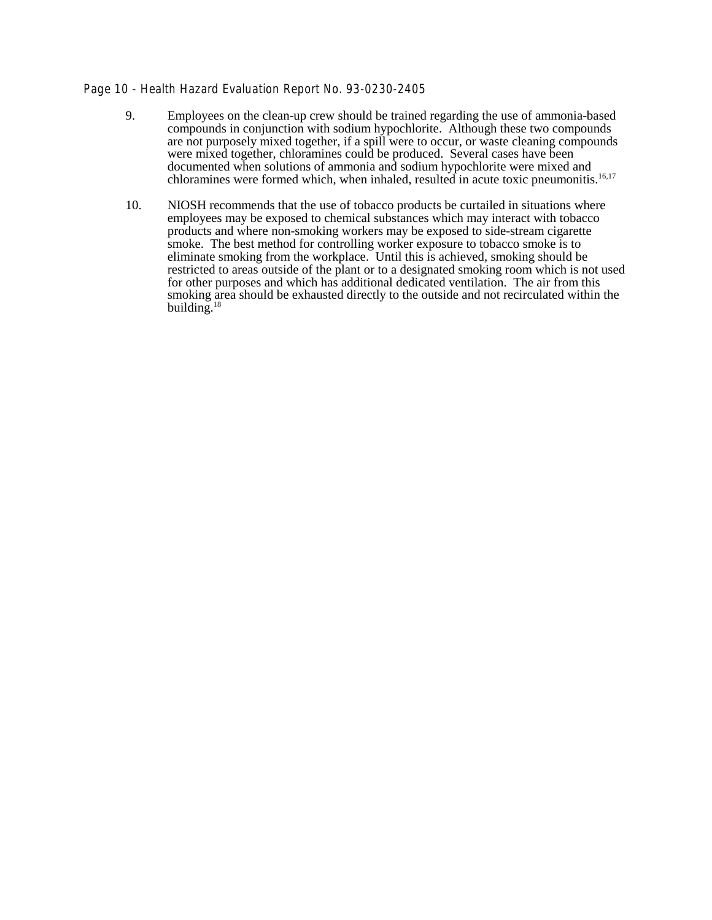9. Employees on the clean-up crew should be trained regarding the use of ammonia-based compounds in conjunction with sodium hypochlorite. Although these two compounds are not purposely mixed together, if a spill were to occur, or waste cleaning compounds were mixed together, chloramines could be produced. Several cases have been documented when solutions of ammonia and sodium hypochlorite were mixed and chloramines were formed which, when inhaled, resulted in acute toxic pneumonitis.[16,17]

10. NIOSH recommends that the use of tobacco products be curtailed in situations where employees may be exposed to chemical substances which may interact with tobacco products and where non-smoking workers may be exposed to side-stream cigarette smoke. The best method for controlling worker exposure to tobacco smoke is to eliminate smoking from the workplace. Until this is achieved, smoking should be restricted to areas outside of the plant or to a designated smoking room which is not used for other purposes and which has additional dedicated ventilation. The air from this smoking area should be exhausted directly to the outside and not recirculated within the building.[18]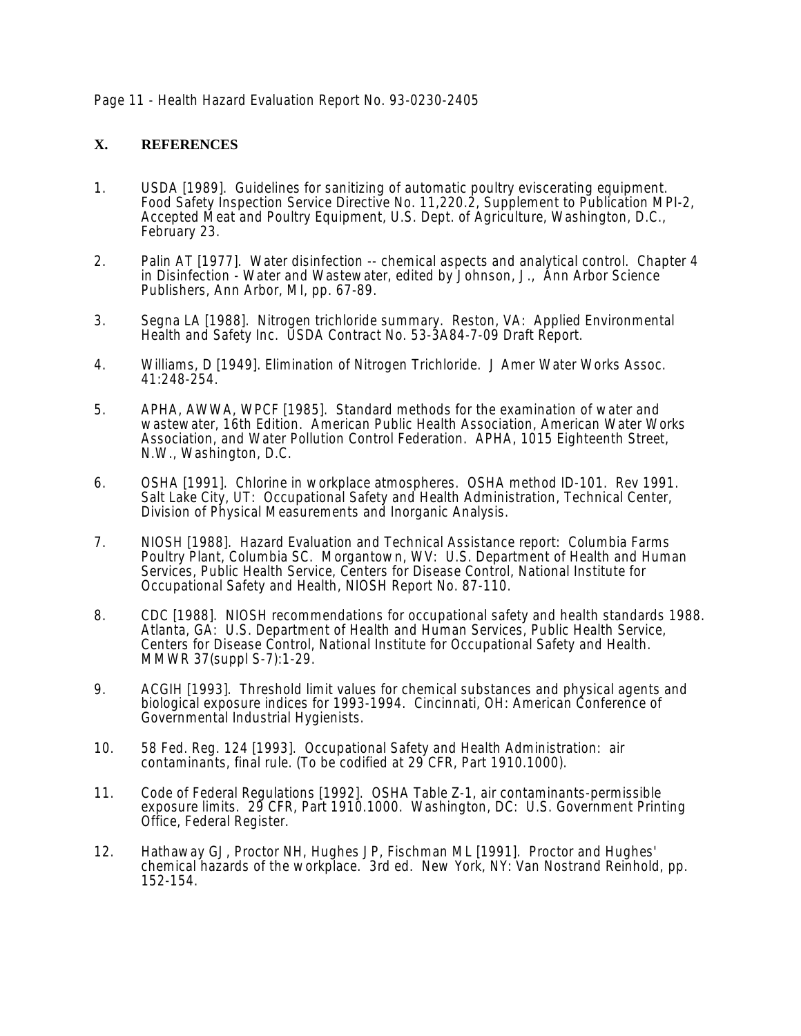## X. REFERENCES

1. USDA [1989]. Guidelines for sanitizing of automatic poultry eviscerating equipment. Food Safety Inspection Service Directive No. 11,220.2, Supplement to Publication MPI-2, Accepted Meat and Poultry Equipment, U.S. Dept. of Agriculture, Washington, D.C., February 23.

2. Palin AT [1977]. Water disinfection -- chemical aspects and analytical control. Chapter 4 in Disinfection - Water and Wastewater, edited by Johnson, J., Ann Arbor Science Publishers, Ann Arbor, MI, pp. 67-89.

3. Segna LA [1988]. Nitrogen trichloride summary. Reston, VA: Applied Environmental Health and Safety Inc. USDA Contract No. 53-3A84-7-09 Draft Report.

4. Williams, D [1949]. Elimination of Nitrogen Trichloride. J Amer Water Works Assoc. 41:248-254.

5. APHA, AWWA, WPCF [1985]. Standard methods for the examination of water and wastewater, 16th Edition. American Public Health Association, American Water Works Association, and Water Pollution Control Federation. APHA, 1015 Eighteenth Street, N.W., Washington, D.C.

6. OSHA [1991]. Chlorine in workplace atmospheres. OSHA method ID-101. Rev 1991. Salt Lake City, UT: Occupational Safety and Health Administration, Technical Center, Division of Physical Measurements and Inorganic Analysis.

7. NIOSH [1988]. Hazard Evaluation and Technical Assistance report: Columbia Farms Poultry Plant, Columbia SC. Morgantown, WV: U.S. Department of Health and Human Services, Public Health Service, Centers for Disease Control, National Institute for Occupational Safety and Health, NIOSH Report No. 87-110.

8. CDC [1988]. NIOSH recommendations for occupational safety and health standards 1988. Atlanta, GA: U.S. Department of Health and Human Services, Public Health Service, Centers for Disease Control, National Institute for Occupational Safety and Health. MMWR 37(suppl S-7):1-29.

9. ACGIH [1993]. Threshold limit values for chemical substances and physical agents and biological exposure indices for 1993-1994. Cincinnati, OH: American Conference of Governmental Industrial Hygienists.

10. 58 Fed. Reg. 124 [1993]. Occupational Safety and Health Administration: air contaminants, final rule. (To be codified at 29 CFR, Part 1910.1000).

11. Code of Federal Regulations [1992]. OSHA Table Z-1, air contaminants-permissible exposure limits. 29 CFR, Part 1910.1000. Washington, DC: U.S. Government Printing Office, Federal Register.

12. Hathaway GJ, Proctor NH, Hughes JP, Fischman ML [1991]. Proctor and Hughes' chemical hazards of the workplace. 3rd ed. New York, NY: Van Nostrand Reinhold, pp. 152-154.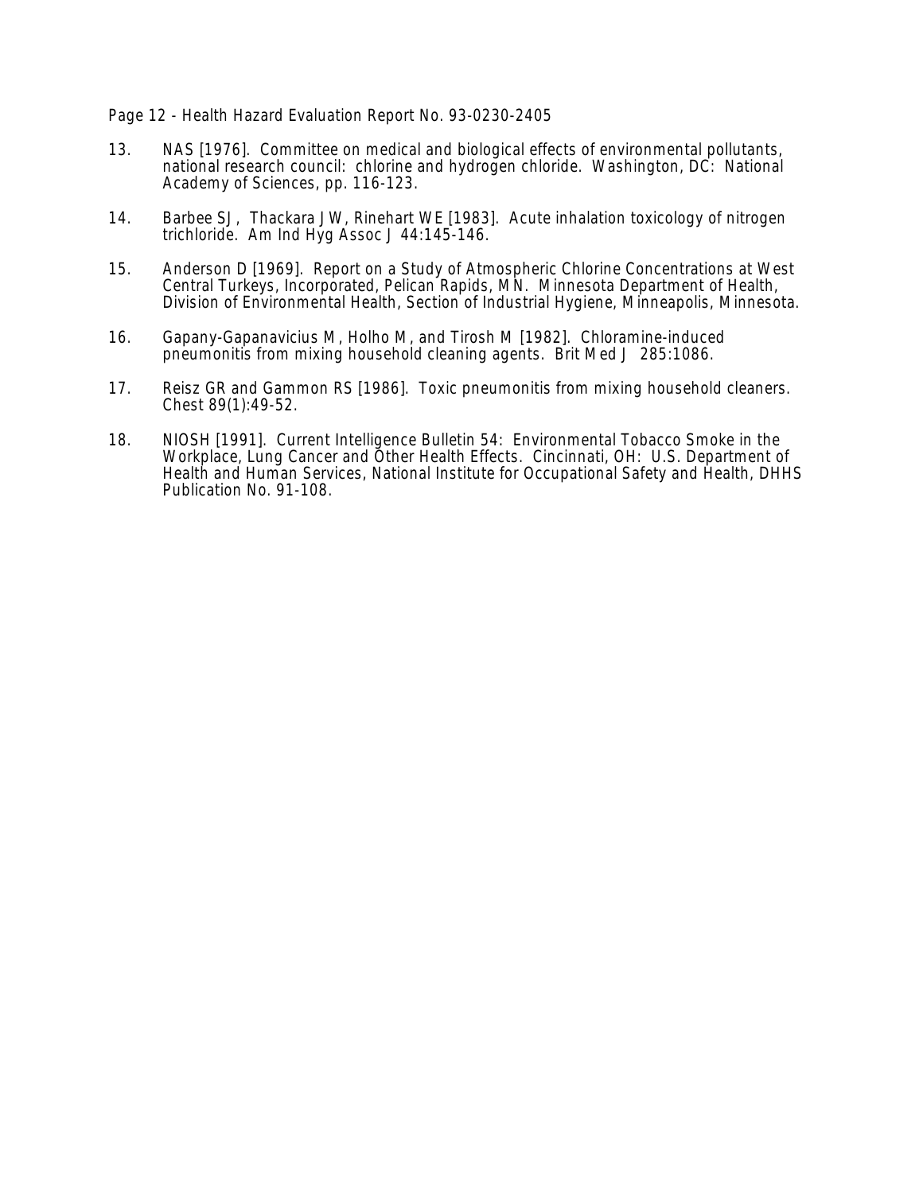13. NAS [1976]. Committee on medical and biological effects of environmental pollutants, national research council: chlorine and hydrogen chloride. Washington, DC: National Academy of Sciences, pp. 116-123.

14. Barbee SJ, Thackara JW, Rinehart WE [1983]. Acute inhalation toxicology of nitrogen trichloride. Am Ind Hyg Assoc J 44:145-146.

15. Anderson D [1969]. Report on a Study of Atmospheric Chlorine Concentrations at West Central Turkeys, Incorporated, Pelican Rapids, MN. Minnesota Department of Health, Division of Environmental Health, Section of Industrial Hygiene, Minneapolis, Minnesota.

16. Gapany-Gapanavicius M, Holho M, and Tirosh M [1982]. Chloramine-induced pneumonitis from mixing household cleaning agents. Brit Med J 285:1086.

17. Reisz GR and Gammon RS [1986]. Toxic pneumonitis from mixing household cleaners. Chest 89(1):49-52.

18. NIOSH [1991]. Current Intelligence Bulletin 54: Environmental Tobacco Smoke in the Workplace, Lung Cancer and Other Health Effects. Cincinnati, OH: U.S. Department of Health and Human Services, National Institute for Occupational Safety and Health, DHHS Publication No. 91-108.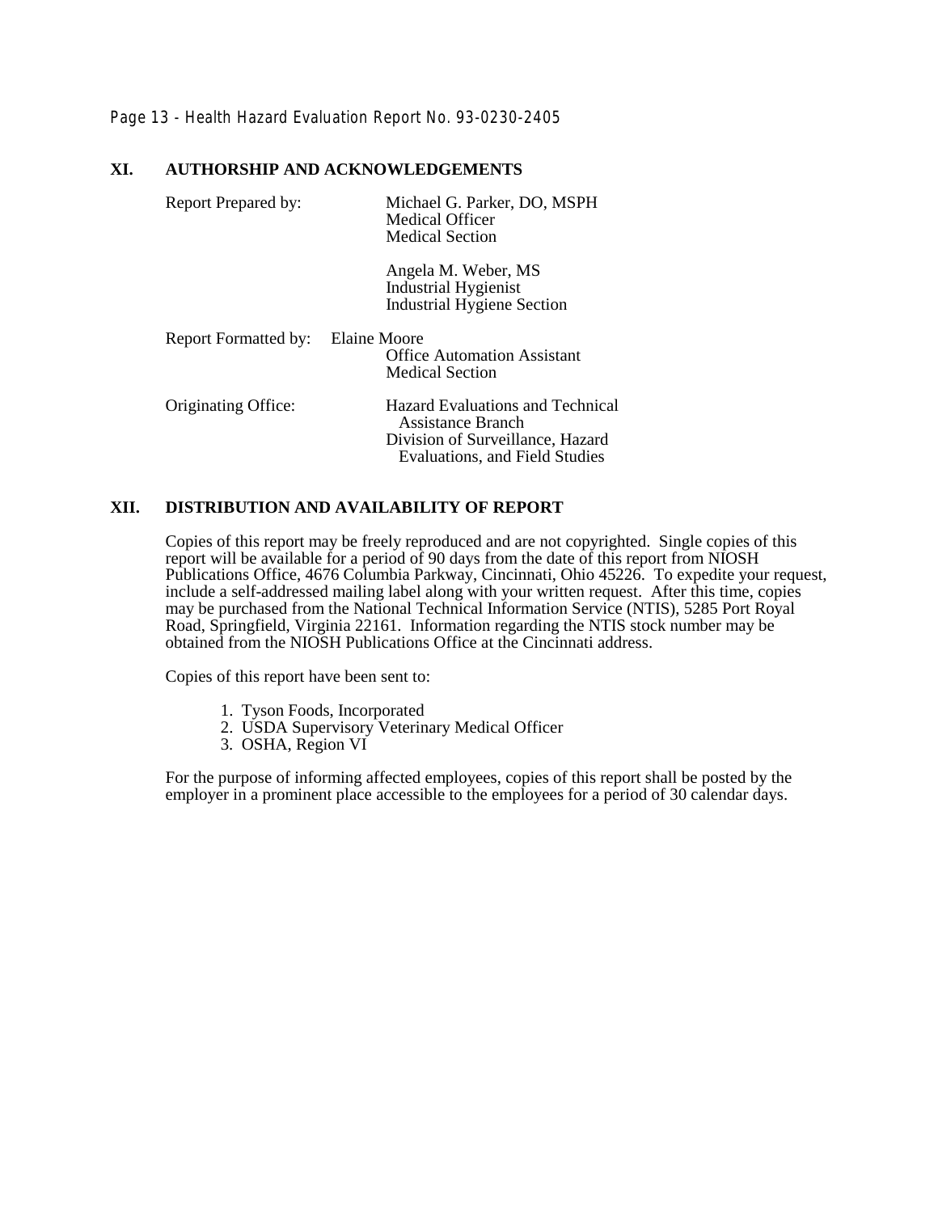## XI. AUTHORSHIP AND ACKNOWLEDGEMENTS

Report Prepared by:

Michael G. Parker, DO, MSPH
Medical Officer
Medical Section

Angela M. Weber, MS
Industrial Hygienist
Industrial Hygiene Section

Report Formatted by:

Elaine Moore
Office Automation Assistant
Medical Section

Originating Office:

Hazard Evaluations and Technical Assistance Branch
Division of Surveillance, Hazard Evaluations, and Field Studies

## XII. DISTRIBUTION AND AVAILABILITY OF REPORT

Copies of this report may be freely reproduced and are not copyrighted. Single copies of this report will be available for a period of 90 days from the date of this report from NIOSH Publications Office, 4676 Columbia Parkway, Cincinnati, Ohio 45226. To expedite your request, include a self-addressed mailing label along with your written request. After this time, copies may be purchased from the National Technical Information Service (NTIS), 5285 Port Royal Road, Springfield, Virginia 22161. Information regarding the NTIS stock number may be obtained from the NIOSH Publications Office at the Cincinnati address.

Copies of this report have been sent to:

1. Tyson Foods, Incorporated
2. USDA Supervisory Veterinary Medical Officer
3. OSHA, Region VI

For the purpose of informing affected employees, copies of this report shall be posted by the employer in a prominent place accessible to the employees for a period of 30 calendar days.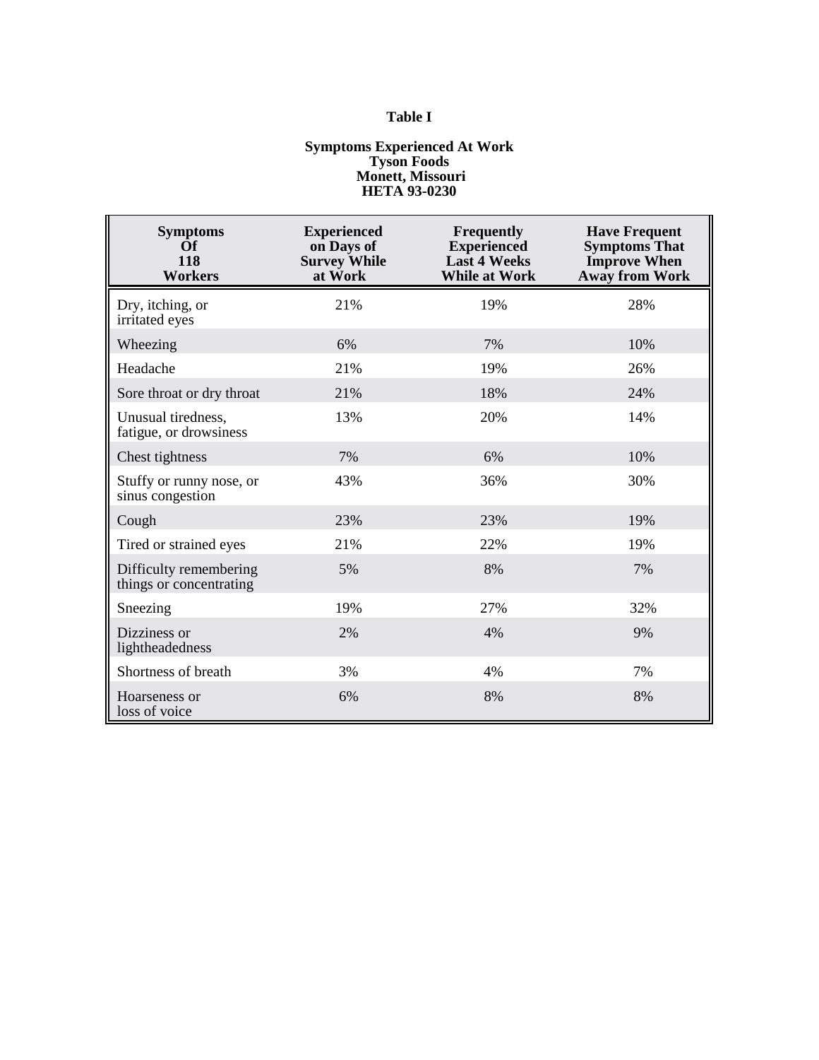**Table I**

**Symptoms Experienced At Work**
**Tyson Foods**
**Monett, Missouri**
**HETA 93-0230**

| Symptoms Of 118 Workers | Experienced on Days of Survey While at Work | Frequently Experienced Last 4 Weeks While at Work | Have Frequent Symptoms That Improve When Away from Work |
|---|---|---|---|
| Dry, itching, or irritated eyes | 21% | 19% | 28% |
| Wheezing | 6% | 7% | 10% |
| Headache | 21% | 19% | 26% |
| Sore throat or dry throat | 21% | 18% | 24% |
| Unusual tiredness, fatigue, or drowsiness | 13% | 20% | 14% |
| Chest tightness | 7% | 6% | 10% |
| Stuffy or runny nose, or sinus congestion | 43% | 36% | 30% |
| Cough | 23% | 23% | 19% |
| Tired or strained eyes | 21% | 22% | 19% |
| Difficulty remembering things or concentrating | 5% | 8% | 7% |
| Sneezing | 19% | 27% | 32% |
| Dizziness or lightheadedness | 2% | 4% | 9% |
| Shortness of breath | 3% | 4% | 7% |
| Hoarseness or loss of voice | 6% | 8% | 8% |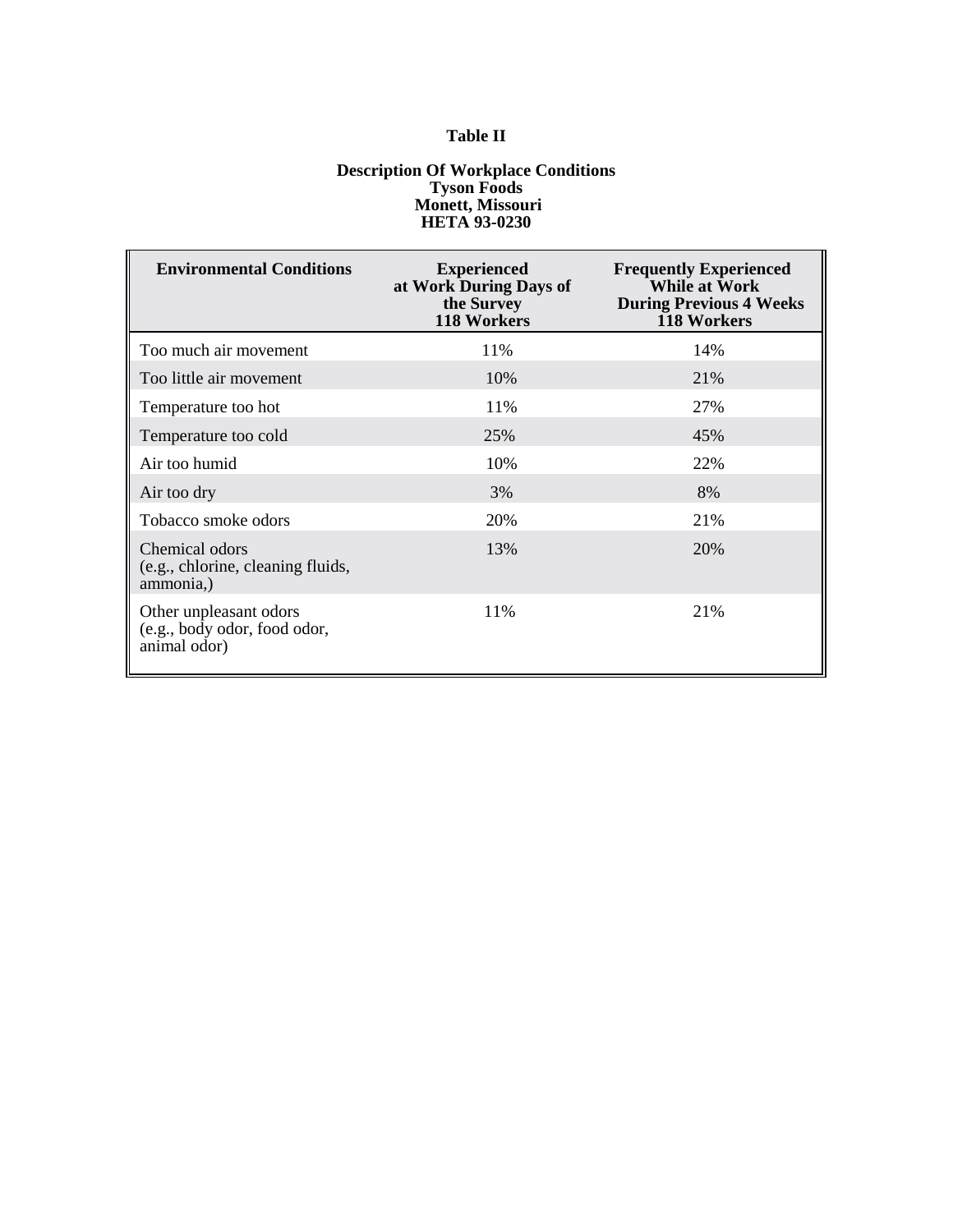**Table II**

**Description Of Workplace Conditions**
**Tyson Foods**
**Monett, Missouri**
**HETA 93-0230**

| Environmental Conditions | Experienced at Work During Days of the Survey 118 Workers | Frequently Experienced While at Work During Previous 4 Weeks 118 Workers |
|---|---|---|
| Too much air movement | 11% | 14% |
| Too little air movement | 10% | 21% |
| Temperature too hot | 11% | 27% |
| Temperature too cold | 25% | 45% |
| Air too humid | 10% | 22% |
| Air too dry | 3% | 8% |
| Tobacco smoke odors | 20% | 21% |
| Chemical odors (e.g., chlorine, cleaning fluids, ammonia,) | 13% | 20% |
| Other unpleasant odors (e.g., body odor, food odor, animal odor) | 11% | 21% |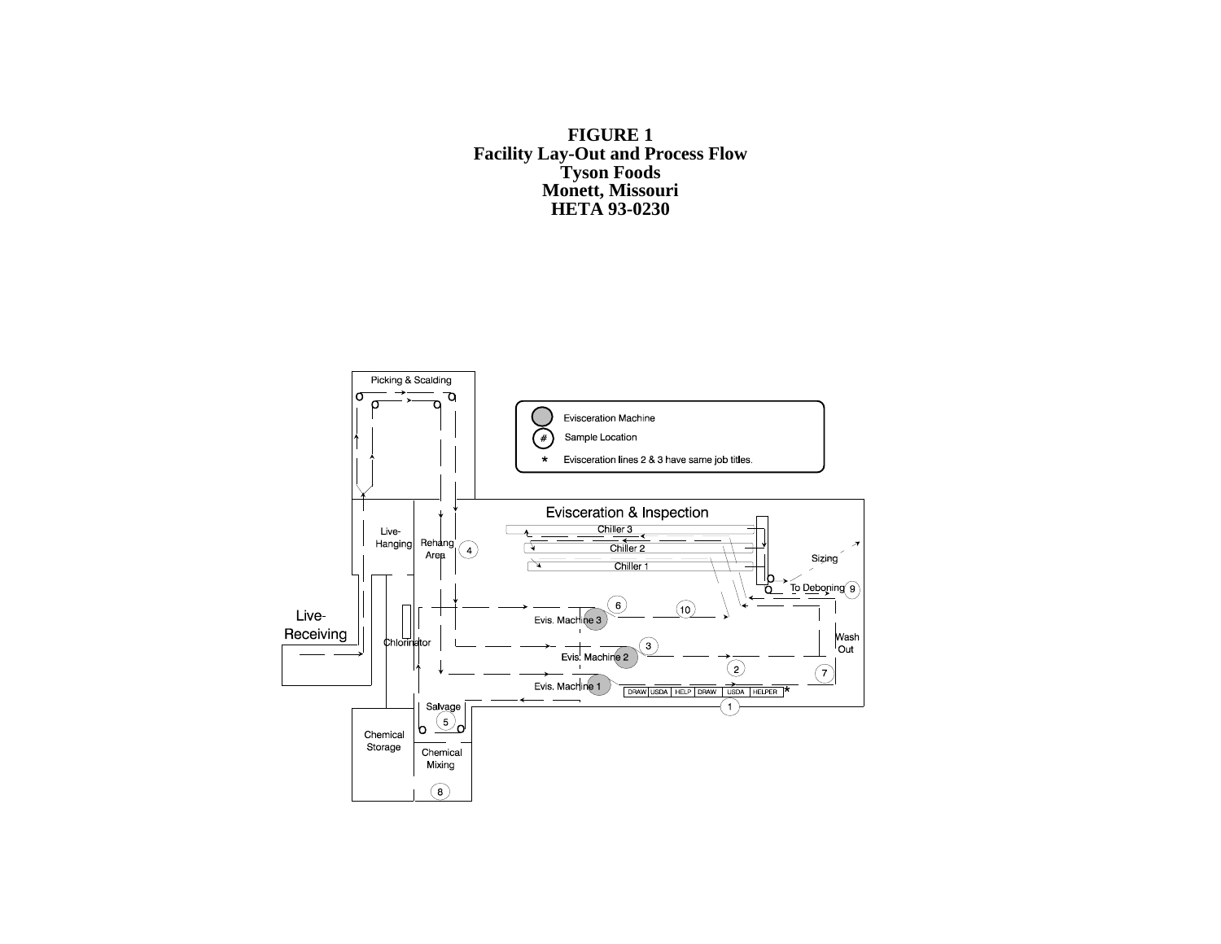**FIGURE 1**
**Facility Lay-Out and Process Flow**
**Tyson Foods**
**Monett, Missouri**
**HETA 93-0230**

Picking & Scalding

Evisceration Machine

Sample Location

* Evisceration lines 2 & 3 have same job titles.

Evisceration & Inspection

Chiller 3

Chiller 2

Chiller 1

Sizing

To Deboning 9

Live-Hanging

Rehang Area 4

Live-Receiving

Chlorinator

6

10

Evis. Machine 3

3

Evis. Machine 2

2

Wash Out

7

Evis. Machine 1

DRAW USDA HELP DRAW USDA HELPER *

1

Salvage 5

Chemical Storage

Chemical Mixing

8